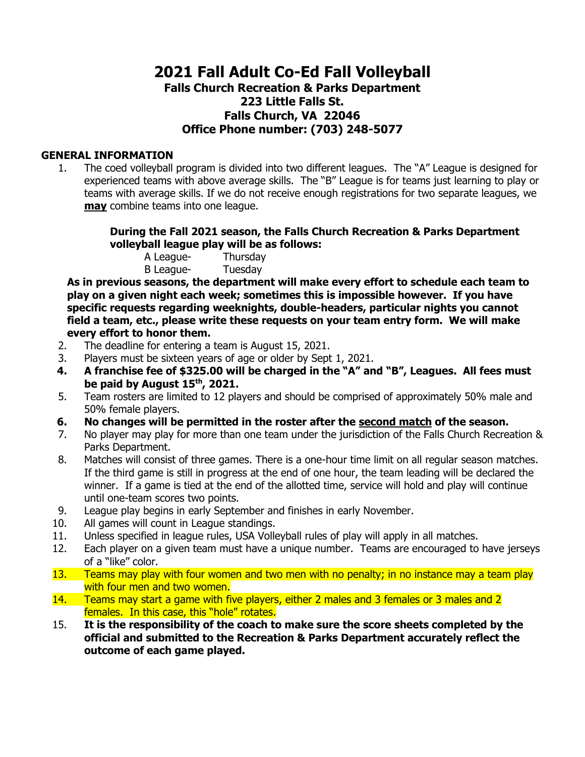# 2021 Fall Adult Co-Ed Fall Volleyball

## Falls Church Recreation & Parks Department
## 223 Little Falls St.
## Falls Church, VA 22046
## Office Phone number: (703) 248-5077

**GENERAL INFORMATION**

1. The coed volleyball program is divided into two different leagues. The "A" League is designed for experienced teams with above average skills. The "B" League is for teams just learning to play or teams with average skills. If we do not receive enough registrations for two separate leagues, we **may** combine teams into one league.

   **During the Fall 2021 season, the Falls Church Recreation & Parks Department volleyball league play will be as follows:**

   A League- Thursday
   B League- Tuesday

   **As in previous seasons, the department will make every effort to schedule each team to play on a given night each week; sometimes this is impossible however. If you have specific requests regarding weeknights, double-headers, particular nights you cannot field a team, etc., please write these requests on your team entry form. We will make every effort to honor them.**

2. The deadline for entering a team is August 15, 2021.
3. Players must be sixteen years of age or older by Sept 1, 2021.
4. **A franchise fee of $325.00 will be charged in the "A" and "B", Leagues. All fees must be paid by August 15th, 2021.**
5. Team rosters are limited to 12 players and should be comprised of approximately 50% male and 50% female players.
6. **No changes will be permitted in the roster after the second match of the season.**
7. No player may play for more than one team under the jurisdiction of the Falls Church Recreation & Parks Department.
8. Matches will consist of three games. There is a one-hour time limit on all regular season matches. If the third game is still in progress at the end of one hour, the team leading will be declared the winner. If a game is tied at the end of the allotted time, service will hold and play will continue until one-team scores two points.
9. League play begins in early September and finishes in early November.
10. All games will count in League standings.
11. Unless specified in league rules, USA Volleyball rules of play will apply in all matches.
12. Each player on a given team must have a unique number. Teams are encouraged to have jerseys of a "like" color.
13. Teams may play with four women and two men with no penalty; in no instance may a team play with four men and two women.
14. Teams may start a game with five players, either 2 males and 3 females or 3 males and 2 females. In this case, this "hole" rotates.
15. **It is the responsibility of the coach to make sure the score sheets completed by the official and submitted to the Recreation & Parks Department accurately reflect the outcome of each game played.**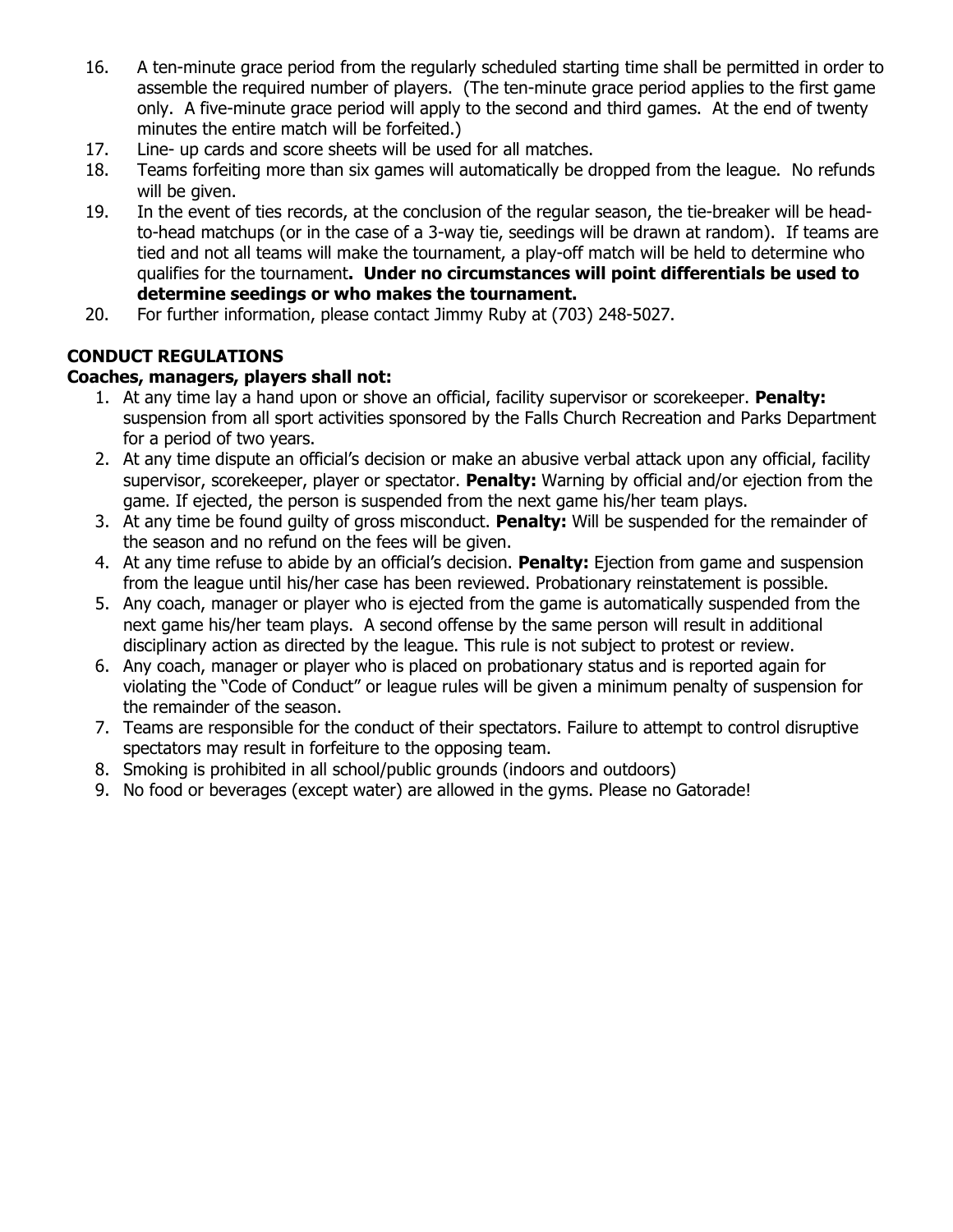16. A ten-minute grace period from the regularly scheduled starting time shall be permitted in order to assemble the required number of players. (The ten-minute grace period applies to the first game only. A five-minute grace period will apply to the second and third games. At the end of twenty minutes the entire match will be forfeited.)
17. Line- up cards and score sheets will be used for all matches.
18. Teams forfeiting more than six games will automatically be dropped from the league. No refunds will be given.
19. In the event of ties records, at the conclusion of the regular season, the tie-breaker will be head-to-head matchups (or in the case of a 3-way tie, seedings will be drawn at random). If teams are tied and not all teams will make the tournament, a play-off match will be held to determine who qualifies for the tournament**. Under no circumstances will point differentials be used to determine seedings or who makes the tournament.**
20. For further information, please contact Jimmy Ruby at (703) 248-5027.

**CONDUCT REGULATIONS**

**Coaches, managers, players shall not:**

1. At any time lay a hand upon or shove an official, facility supervisor or scorekeeper. **Penalty:** suspension from all sport activities sponsored by the Falls Church Recreation and Parks Department for a period of two years.
2. At any time dispute an official's decision or make an abusive verbal attack upon any official, facility supervisor, scorekeeper, player or spectator. **Penalty:** Warning by official and/or ejection from the game. If ejected, the person is suspended from the next game his/her team plays.
3. At any time be found guilty of gross misconduct. **Penalty:** Will be suspended for the remainder of the season and no refund on the fees will be given.
4. At any time refuse to abide by an official's decision. **Penalty:** Ejection from game and suspension from the league until his/her case has been reviewed. Probationary reinstatement is possible.
5. Any coach, manager or player who is ejected from the game is automatically suspended from the next game his/her team plays. A second offense by the same person will result in additional disciplinary action as directed by the league. This rule is not subject to protest or review.
6. Any coach, manager or player who is placed on probationary status and is reported again for violating the "Code of Conduct" or league rules will be given a minimum penalty of suspension for the remainder of the season.
7. Teams are responsible for the conduct of their spectators. Failure to attempt to control disruptive spectators may result in forfeiture to the opposing team.
8. Smoking is prohibited in all school/public grounds (indoors and outdoors)
9. No food or beverages (except water) are allowed in the gyms. Please no Gatorade!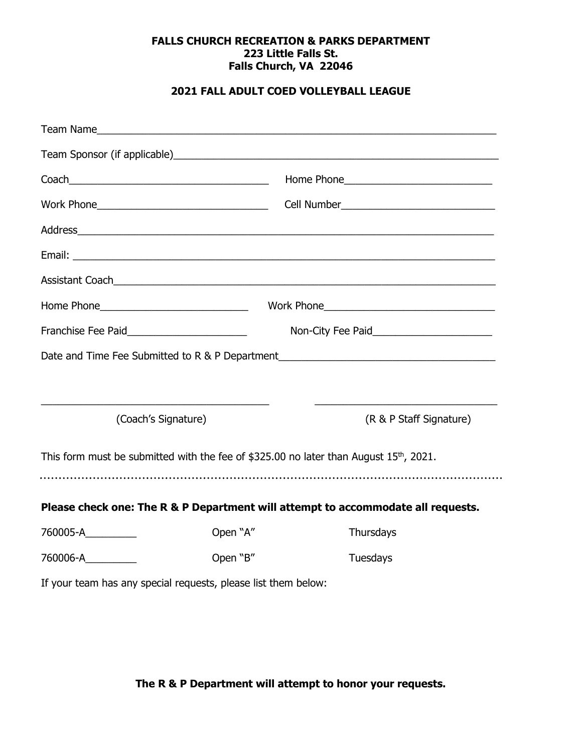**FALLS CHURCH RECREATION & PARKS DEPARTMENT**
**223 Little Falls St.**
**Falls Church, VA 22046**

**2021 FALL ADULT COED VOLLEYBALL LEAGUE**

Team Name_______________________________________________________________

Team Sponsor (if applicable)______________________________________________

Coach________________________________ Home Phone______________________

Work Phone___________________________ Cell Number_____________________

Address_________________________________________________________________

Email: __________________________________________________________________

Assistant Coach__________________________________________________________

Home Phone_______________________ Work Phone__________________________

Franchise Fee Paid___________________ Non-City Fee Paid___________________

Date and Time Fee Submitted to R & P Department_______________________________

_____________________________________ _____________________________

(Coach's Signature) (R & P Staff Signature)

This form must be submitted with the fee of $325.00 no later than August 15th, 2021.

---

**Please check one: The R & P Department will attempt to accommodate all requests.**

| | | |
|---|---|---|
| 760005-A_________ | Open "A" | Thursdays |
| 760006-A_________ | Open "B" | Tuesdays |

If your team has any special requests, please list them below:

**The R & P Department will attempt to honor your requests.**